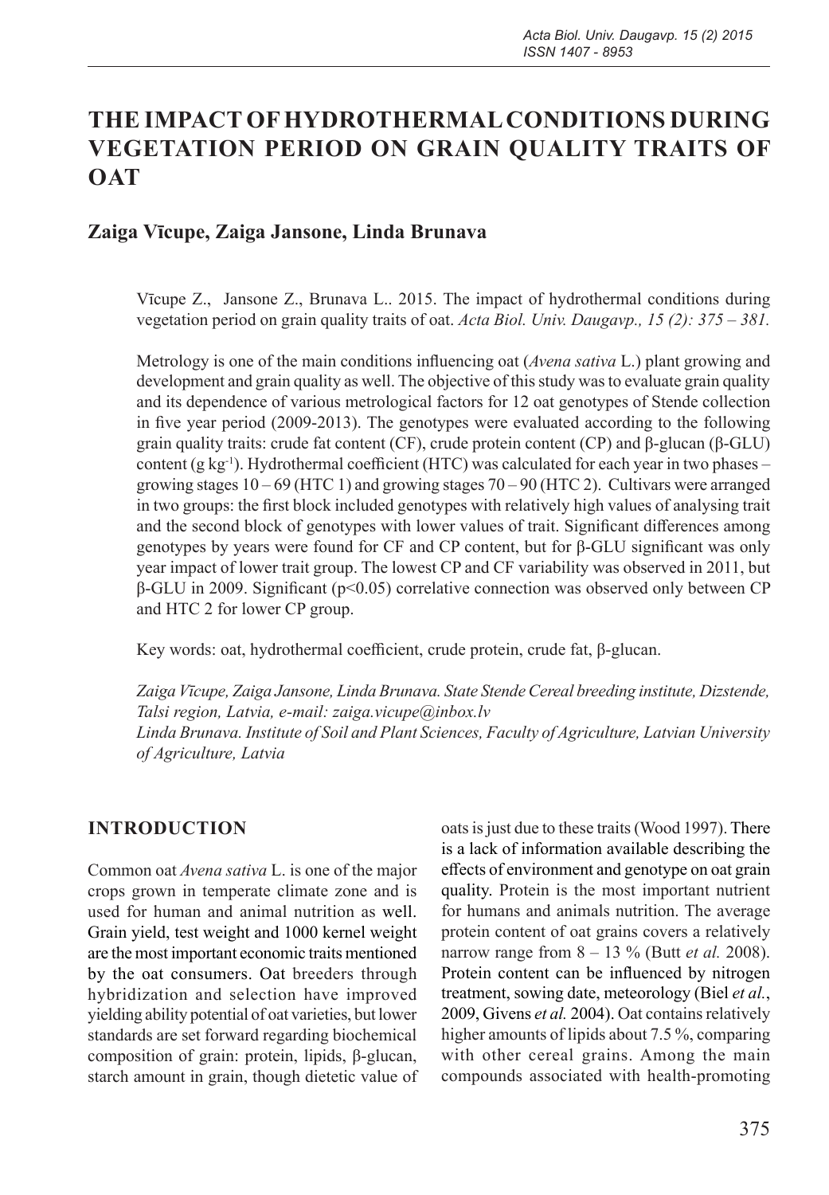# THE IMPACT OF HYDROTHERMAL CONDITIONS DURING VEGETATION PERIOD ON GRAIN QUALITY TRAITS OF OAT

## Zaiga Vīcupe, Zaiga Jansone, Linda Brunava

Vīcupe Z., Jansone Z., Brunava L.. 2015. The impact of hydrothermal conditions during vegetation period on grain quality traits of oat. *Acta Biol. Univ. Daugavp., 15 (2): 375 – 381.*

Metrology is one of the main conditions influencing oat (*Avena sativa* L.) plant growing and development and grain quality as well. The objective of this study was to evaluate grain quality and its dependence of various metrological factors for 12 oat genotypes of Stende collection in five year period (2009-2013). The genotypes were evaluated according to the following grain quality traits: crude fat content (CF), crude protein content (CP) and β-glucan (β-GLU) content (g kg$^{-1}$). Hydrothermal coefficient (HTC) was calculated for each year in two phases – growing stages 10 – 69 (HTC 1) and growing stages 70 – 90 (HTC 2). Cultivars were arranged in two groups: the first block included genotypes with relatively high values of analysing trait and the second block of genotypes with lower values of trait. Significant differences among genotypes by years were found for CF and CP content, but for β-GLU significant was only year impact of lower trait group. The lowest CP and CF variability was observed in 2011, but β-GLU in 2009. Significant ($p<0.05$) correlative connection was observed only between CP and HTC 2 for lower CP group.

Key words: oat, hydrothermal coefficient, crude protein, crude fat, β-glucan.

*Zaiga Vīcupe, Zaiga Jansone, Linda Brunava. State Stende Cereal breeding institute, Dizstende, Talsi region, Latvia, e-mail: zaiga.vicupe@inbox.lv*
*Linda Brunava. Institute of Soil and Plant Sciences, Faculty of Agriculture, Latvian University of Agriculture, Latvia*

## INTRODUCTION

Common oat *Avena sativa* L. is one of the major crops grown in temperate climate zone and is used for human and animal nutrition as well. Grain yield, test weight and 1000 kernel weight are the most important economic traits mentioned by the oat consumers. Oat breeders through hybridization and selection have improved yielding ability potential of oat varieties, but lower standards are set forward regarding biochemical composition of grain: protein, lipids, β-glucan, starch amount in grain, though dietetic value of oats is just due to these traits (Wood 1997). There is a lack of information available describing the effects of environment and genotype on oat grain quality. Protein is the most important nutrient for humans and animals nutrition. The average protein content of oat grains covers a relatively narrow range from 8 – 13 % (Butt *et al.* 2008). Protein content can be influenced by nitrogen treatment, sowing date, meteorology (Biel *et al.*, 2009, Givens *et al.* 2004). Oat contains relatively higher amounts of lipids about 7.5 %, comparing with other cereal grains. Among the main compounds associated with health-promoting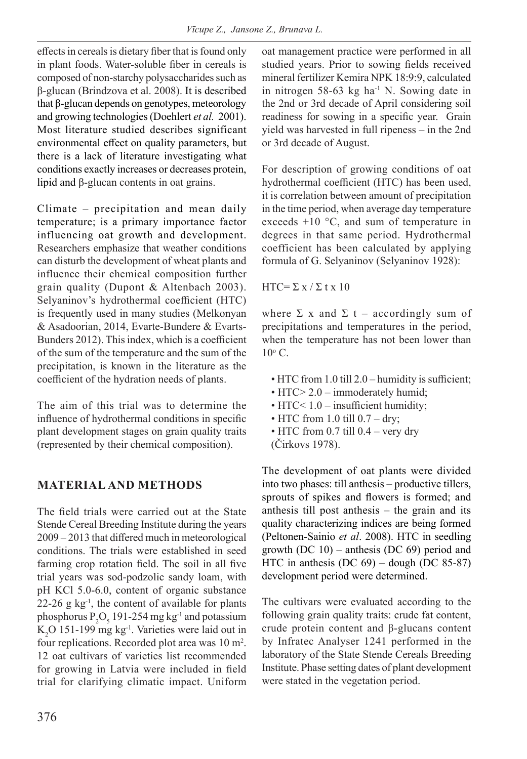effects in cereals is dietary fiber that is found only in plant foods. Water-soluble fiber in cereals is composed of non-starchy polysaccharides such as β-glucan (Brindzova et al. 2008). It is described that β-glucan depends on genotypes, meteorology and growing technologies (Doehlert *et al.* 2001). Most literature studied describes significant environmental effect on quality parameters, but there is a lack of literature investigating what conditions exactly increases or decreases protein, lipid and β-glucan contents in oat grains.

Climate – precipitation and mean daily temperature; is a primary importance factor influencing oat growth and development. Researchers emphasize that weather conditions can disturb the development of wheat plants and influence their chemical composition further grain quality (Dupont & Altenbach 2003). Selyaninov's hydrothermal coefficient (HTC) is frequently used in many studies (Melkonyan & Asadoorian, 2014, Evarte-Bundere & Evarts-Bunders 2012). This index, which is a coefficient of the sum of the temperature and the sum of the precipitation, is known in the literature as the coefficient of the hydration needs of plants.

The aim of this trial was to determine the influence of hydrothermal conditions in specific plant development stages on grain quality traits (represented by their chemical composition).

## MATERIAL AND METHODS

The field trials were carried out at the State Stende Cereal Breeding Institute during the years 2009 – 2013 that differed much in meteorological conditions. The trials were established in seed farming crop rotation field. The soil in all five trial years was sod-podzolic sandy loam, with pH KCl 5.0-6.0, content of organic substance 22-26 g kg$^{-1}$, the content of available for plants phosphorus $P_2O_5$ 191-254 mg kg$^{-1}$ and potassium $K_2O$ 151-199 mg kg$^{-1}$. Varieties were laid out in four replications. Recorded plot area was 10 m$^2$. 12 oat cultivars of varieties list recommended for growing in Latvia were included in field trial for clarifying climatic impact. Uniform oat management practice were performed in all studied years. Prior to sowing fields received mineral fertilizer Kemira NPK 18:9:9, calculated in nitrogen 58-63 kg ha$^{-1}$ N. Sowing date in the 2nd or 3rd decade of April considering soil readiness for sowing in a specific year. Grain yield was harvested in full ripeness – in the 2nd or 3rd decade of August.

For description of growing conditions of oat hydrothermal coefficient (HTC) has been used, it is correlation between amount of precipitation in the time period, when average day temperature exceeds +10 °C, and sum of temperature in degrees in that same period. Hydrothermal coefficient has been calculated by applying formula of G. Selyaninov (Selyaninov 1928):

$$HTC = \Sigma x / \Sigma t \times 10$$

where Σ x and Σ t – accordingly sum of precipitations and temperatures in the period, when the temperature has not been lower than 10° C.

- HTC from 1.0 till 2.0 – humidity is sufficient;
- HTC> 2.0 – immoderately humid;
- HTC< 1.0 – insufficient humidity;
- HTC from 1.0 till 0.7 – dry;
- HTC from 0.7 till 0.4 – very dry

(Čirkovs 1978).

The development of oat plants were divided into two phases: till anthesis – productive tillers, sprouts of spikes and flowers is formed; and anthesis till post anthesis – the grain and its quality characterizing indices are being formed (Peltonen-Sainio *et al*. 2008). HTC in seedling growth (DC 10) – anthesis (DC 69) period and HTC in anthesis (DC 69) – dough (DC 85-87) development period were determined.

The cultivars were evaluated according to the following grain quality traits: crude fat content, crude protein content and β-glucans content by Infratec Analyser 1241 performed in the laboratory of the State Stende Cereals Breeding Institute. Phase setting dates of plant development were stated in the vegetation period.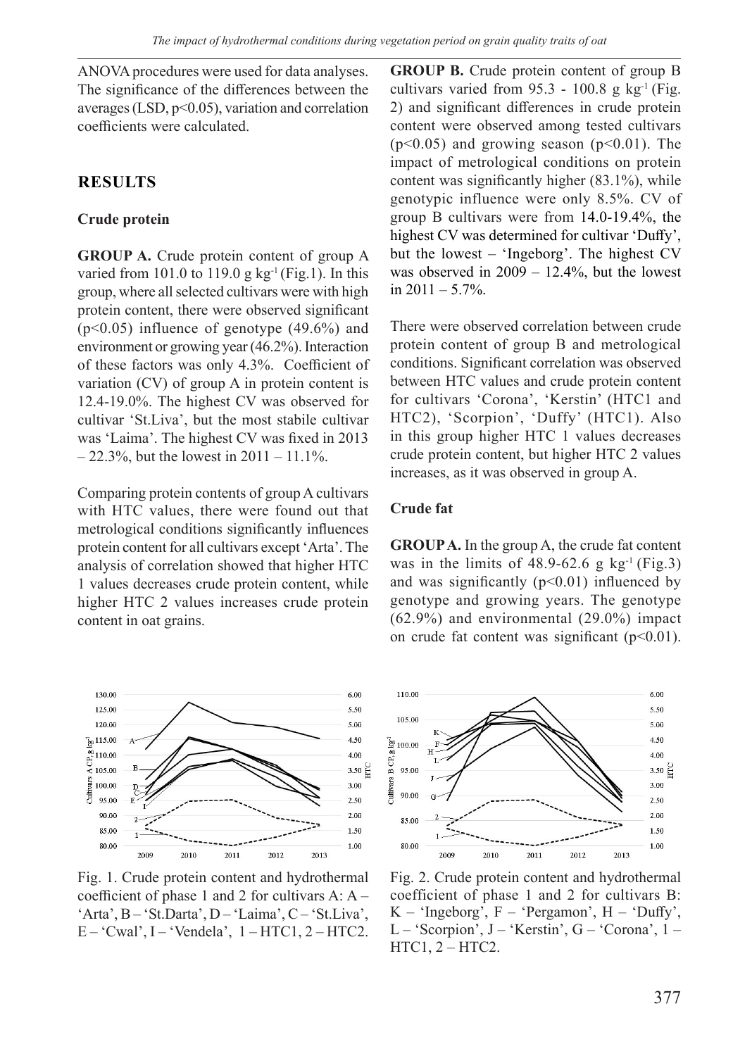ANOVA procedures were used for data analyses. The significance of the differences between the averages (LSD, $p<0.05$), variation and correlation coefficients were calculated.

## RESULTS

### Crude protein

**GROUP A.** Crude protein content of group A varied from 101.0 to 119.0 g kg$^{-1}$ (Fig.1). In this group, where all selected cultivars were with high protein content, there were observed significant ($p<0.05$) influence of genotype (49.6%) and environment or growing year (46.2%). Interaction of these factors was only 4.3%. Coefficient of variation (CV) of group A in protein content is 12.4-19.0%. The highest CV was observed for cultivar 'St.Liva', but the most stabile cultivar was 'Laima'. The highest CV was fixed in 2013 – 22.3%, but the lowest in 2011 – 11.1%.

Comparing protein contents of group A cultivars with HTC values, there were found out that metrological conditions significantly influences protein content for all cultivars except 'Arta'. The analysis of correlation showed that higher HTC 1 values decreases crude protein content, while higher HTC 2 values increases crude protein content in oat grains.

**GROUP B.** Crude protein content of group B cultivars varied from 95.3 - 100.8 g kg$^{-1}$ (Fig. 2) and significant differences in crude protein content were observed among tested cultivars ($p<0.05$) and growing season ($p<0.01$). The impact of metrological conditions on protein content was significantly higher (83.1%), while genotypic influence were only 8.5%. CV of group B cultivars were from 14.0-19.4%, the highest CV was determined for cultivar 'Duffy', but the lowest – 'Ingeborg'. The highest CV was observed in 2009 – 12.4%, but the lowest in 2011 – 5.7%.

There were observed correlation between crude protein content of group B and metrological conditions. Significant correlation was observed between HTC values and crude protein content for cultivars 'Corona', 'Kerstin' (HTC1 and HTC2), 'Scorpion', 'Duffy' (HTC1). Also in this group higher HTC 1 values decreases crude protein content, but higher HTC 2 values increases, as it was observed in group A.

### Crude fat

**GROUP A.** In the group A, the crude fat content was in the limits of 48.9-62.6 g kg$^{-1}$ (Fig.3) and was significantly ($p<0.01$) influenced by genotype and growing years. The genotype (62.9%) and environmental (29.0%) impact on crude fat content was significant ($p<0.01$).

Fig. 1. Crude protein content and hydrothermal coefficient of phase 1 and 2 for cultivars A: A – 'Arta', B – 'St.Darta', D – 'Laima', C – 'St.Liva', E – 'Cwal', I – 'Vendela', 1 – HTC1, 2 – HTC2.

Fig. 2. Crude protein content and hydrothermal coefficient of phase 1 and 2 for cultivars B: K – 'Ingeborg', F – 'Pergamon', H – 'Duffy', L – 'Scorpion', J – 'Kerstin', G – 'Corona', 1 – HTC1, 2 – HTC2.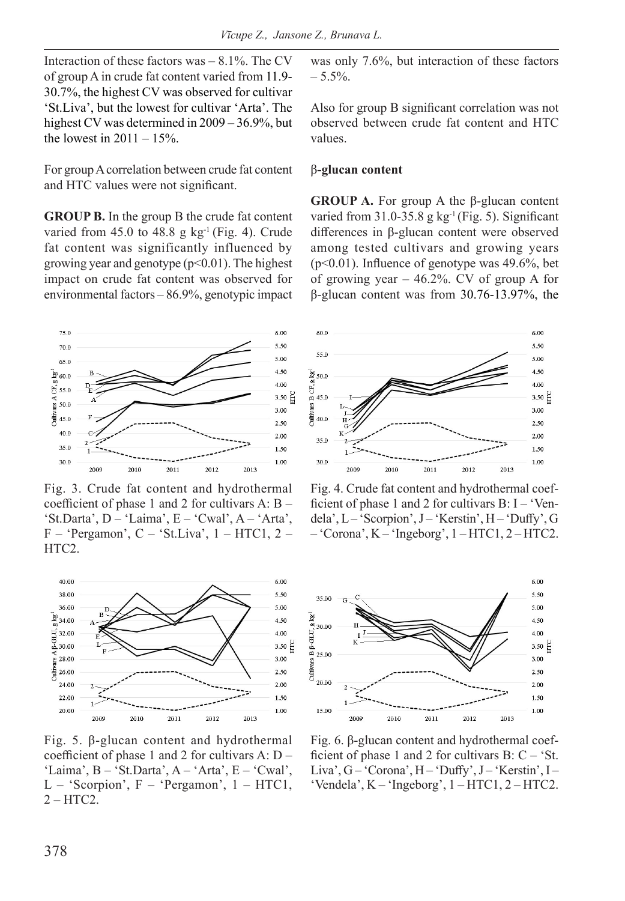Interaction of these factors was – 8.1%. The CV of group A in crude fat content varied from 11.9-30.7%, the highest CV was observed for cultivar 'St.Liva', but the lowest for cultivar 'Arta'. The highest CV was determined in 2009 – 36.9%, but the lowest in 2011 – 15%.

For group A correlation between crude fat content and HTC values were not significant.

**GROUP B.** In the group B the crude fat content varied from 45.0 to 48.8 g kg$^{-1}$ (Fig. 4). Crude fat content was significantly influenced by growing year and genotype ($p<0.01$). The highest impact on crude fat content was observed for environmental factors – 86.9%, genotypic impact was only 7.6%, but interaction of these factors – 5.5%.

Also for group B significant correlation was not observed between crude fat content and HTC values.

### β-glucan content

**GROUP A.** For group A the β-glucan content varied from 31.0-35.8 g kg$^{-1}$ (Fig. 5). Significant differences in β-glucan content were observed among tested cultivars and growing years ($p<0.01$). Influence of genotype was 49.6%, bet of growing year – 46.2%. CV of group A for β-glucan content was from 30.76-13.97%, the

Fig. 3. Crude fat content and hydrothermal coefficient of phase 1 and 2 for cultivars A: B – 'St.Darta', D – 'Laima', E – 'Cwal', A – 'Arta', F – 'Pergamon', C – 'St.Liva', 1 – HTC1, 2 – HTC2.

Fig. 4. Crude fat content and hydrothermal coefficient of phase 1 and 2 for cultivars B: I – 'Vendela', L – 'Scorpion', J – 'Kerstin', H – 'Duffy', G – 'Corona', K – 'Ingeborg', 1 – HTC1, 2 – HTC2.

Fig. 5. β-glucan content and hydrothermal coefficient of phase 1 and 2 for cultivars A: D – 'Laima', B – 'St.Darta', A – 'Arta', E – 'Cwal', L – 'Scorpion', F – 'Pergamon', 1 – HTC1, 2 – HTC2.

Fig. 6. β-glucan content and hydrothermal coefficient of phase 1 and 2 for cultivars B: C – 'St. Liva', G – 'Corona', H – 'Duffy', J – 'Kerstin', I – 'Vendela', K – 'Ingeborg', 1 – HTC1, 2 – HTC2.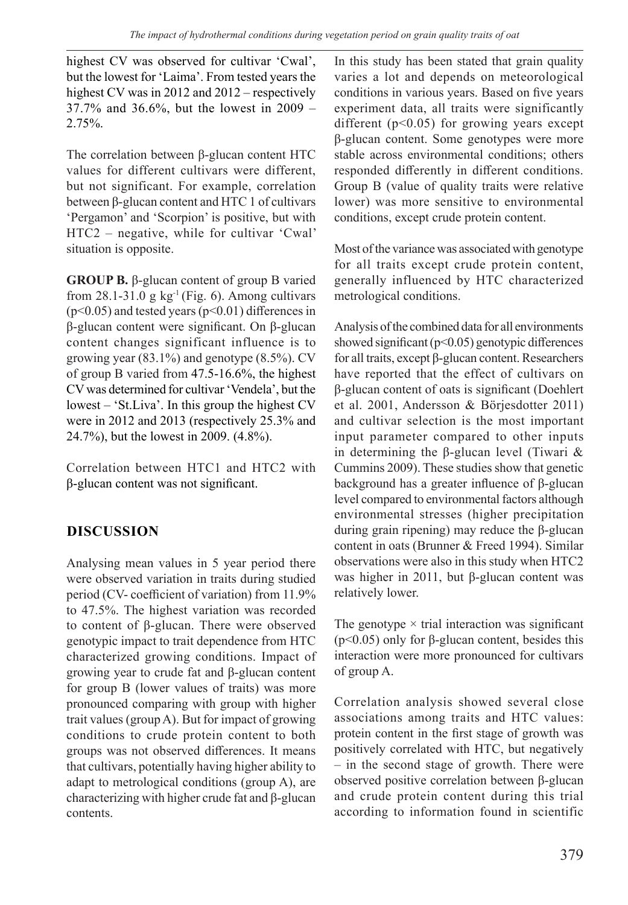highest CV was observed for cultivar 'Cwal', but the lowest for 'Laima'. From tested years the highest CV was in 2012 and 2012 – respectively 37.7% and 36.6%, but the lowest in 2009 – 2.75%.

The correlation between β-glucan content HTC values for different cultivars were different, but not significant. For example, correlation between β-glucan content and HTC 1 of cultivars 'Pergamon' and 'Scorpion' is positive, but with HTC2 – negative, while for cultivar 'Cwal' situation is opposite.

**GROUP B.** β-glucan content of group B varied from 28.1-31.0 g kg$^{-1}$ (Fig. 6). Among cultivars ($p<0.05$) and tested years ($p<0.01$) differences in β-glucan content were significant. On β-glucan content changes significant influence is to growing year (83.1%) and genotype (8.5%). CV of group B varied from 47.5-16.6%, the highest CV was determined for cultivar 'Vendela', but the lowest – 'St.Liva'. In this group the highest CV were in 2012 and 2013 (respectively 25.3% and 24.7%), but the lowest in 2009. (4.8%).

Correlation between HTC1 and HTC2 with β-glucan content was not significant.

## DISCUSSION

Analysing mean values in 5 year period there were observed variation in traits during studied period (CV- coefficient of variation) from 11.9% to 47.5%. The highest variation was recorded to content of β-glucan. There were observed genotypic impact to trait dependence from HTC characterized growing conditions. Impact of growing year to crude fat and β-glucan content for group B (lower values of traits) was more pronounced comparing with group with higher trait values (group A). But for impact of growing conditions to crude protein content to both groups was not observed differences. It means that cultivars, potentially having higher ability to adapt to metrological conditions (group A), are characterizing with higher crude fat and β-glucan contents.

In this study has been stated that grain quality varies a lot and depends on meteorological conditions in various years. Based on five years experiment data, all traits were significantly different ($p<0.05$) for growing years except β-glucan content. Some genotypes were more stable across environmental conditions; others responded differently in different conditions. Group B (value of quality traits were relative lower) was more sensitive to environmental conditions, except crude protein content.

Most of the variance was associated with genotype for all traits except crude protein content, generally influenced by HTC characterized metrological conditions.

Analysis of the combined data for all environments showed significant ($p<0.05$) genotypic differences for all traits, except β-glucan content. Researchers have reported that the effect of cultivars on β-glucan content of oats is significant (Doehlert et al. 2001, Andersson & Börjesdotter 2011) and cultivar selection is the most important input parameter compared to other inputs in determining the β-glucan level (Tiwari & Cummins 2009). These studies show that genetic background has a greater influence of β-glucan level compared to environmental factors although environmental stresses (higher precipitation during grain ripening) may reduce the β-glucan content in oats (Brunner & Freed 1994). Similar observations were also in this study when HTC2 was higher in 2011, but β-glucan content was relatively lower.

The genotype × trial interaction was significant ($p<0.05$) only for β-glucan content, besides this interaction were more pronounced for cultivars of group A.

Correlation analysis showed several close associations among traits and HTC values: protein content in the first stage of growth was positively correlated with HTC, but negatively – in the second stage of growth. There were observed positive correlation between β-glucan and crude protein content during this trial according to information found in scientific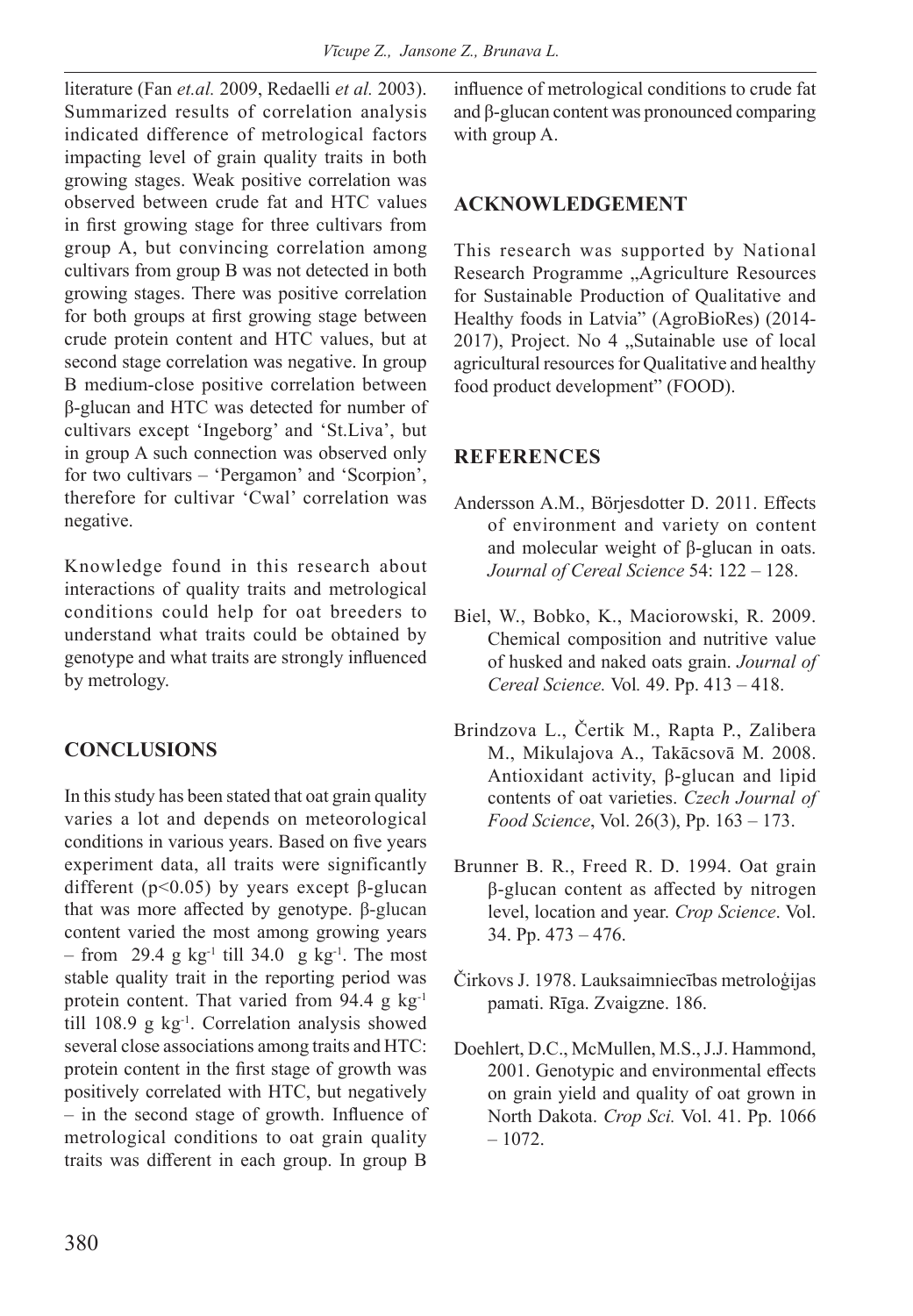literature (Fan *et.al.* 2009, Redaelli *et al.* 2003). Summarized results of correlation analysis indicated difference of metrological factors impacting level of grain quality traits in both growing stages. Weak positive correlation was observed between crude fat and HTC values in first growing stage for three cultivars from group A, but convincing correlation among cultivars from group B was not detected in both growing stages. There was positive correlation for both groups at first growing stage between crude protein content and HTC values, but at second stage correlation was negative. In group B medium-close positive correlation between β-glucan and HTC was detected for number of cultivars except 'Ingeborg' and 'St.Liva', but in group A such connection was observed only for two cultivars – 'Pergamon' and 'Scorpion', therefore for cultivar 'Cwal' correlation was negative.

Knowledge found in this research about interactions of quality traits and metrological conditions could help for oat breeders to understand what traits could be obtained by genotype and what traits are strongly influenced by metrology.

## CONCLUSIONS

In this study has been stated that oat grain quality varies a lot and depends on meteorological conditions in various years. Based on five years experiment data, all traits were significantly different ($p<0.05$) by years except β-glucan that was more affected by genotype. β-glucan content varied the most among growing years – from 29.4 g $kg^{-1}$ till 34.0 g $kg^{-1}$. The most stable quality trait in the reporting period was protein content. That varied from 94.4 g $kg^{-1}$ till 108.9 g $kg^{-1}$. Correlation analysis showed several close associations among traits and HTC: protein content in the first stage of growth was positively correlated with HTC, but negatively – in the second stage of growth. Influence of metrological conditions to oat grain quality traits was different in each group. In group B influence of metrological conditions to crude fat and β-glucan content was pronounced comparing with group A.

## ACKNOWLEDGEMENT

This research was supported by National Research Programme „Agriculture Resources for Sustainable Production of Qualitative and Healthy foods in Latvia" (AgroBioRes) (2014-2017), Project. No 4 „Sutainable use of local agricultural resources for Qualitative and healthy food product development" (FOOD).

## REFERENCES

Andersson A.M., Börjesdotter D. 2011. Effects of environment and variety on content and molecular weight of β-glucan in oats. *Journal of Cereal Science* 54: 122 – 128.

Biel, W., Bobko, K., Maciorowski, R. 2009. Chemical composition and nutritive value of husked and naked oats grain. *Journal of Cereal Science.* Vol. 49. Pp. 413 – 418.

Brindzova L., Čertik M., Rapta P., Zalibera M., Mikulajova A., Takācsovā M. 2008. Antioxidant activity, β-glucan and lipid contents of oat varieties. *Czech Journal of Food Science*, Vol. 26(3), Pp. 163 – 173.

Brunner B. R., Freed R. D. 1994. Oat grain β-glucan content as affected by nitrogen level, location and year. *Crop Science*. Vol. 34. Pp. 473 – 476.

Čirkovs J. 1978. Lauksaimniecības metroloģijas pamati. Rīga. Zvaigzne. 186.

Doehlert, D.C., McMullen, M.S., J.J. Hammond, 2001. Genotypic and environmental effects on grain yield and quality of oat grown in North Dakota. *Crop Sci.* Vol. 41. Pp. 1066 – 1072.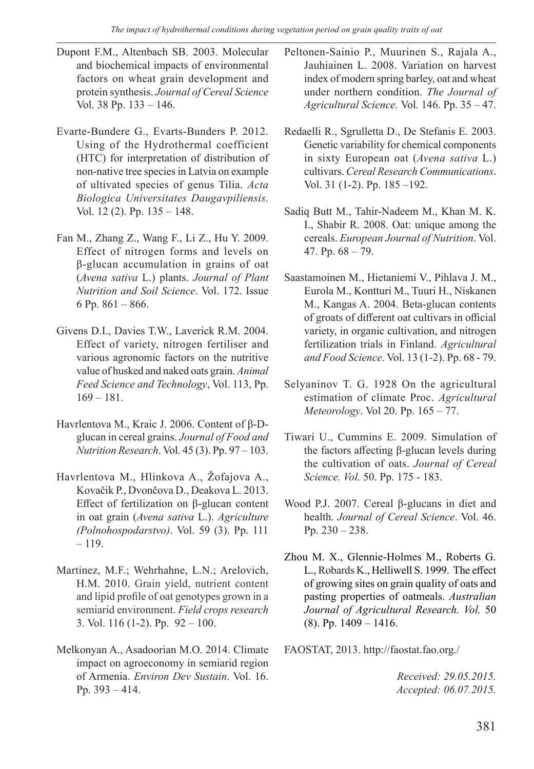Dupont F.M., Altenbach SB. 2003. Molecular and biochemical impacts of environmental factors on wheat grain development and protein synthesis. *Journal of Cereal Science* Vol. 38 Pp. 133 – 146.

Evarte-Bundere G., Evarts-Bunders P. 2012. Using of the Hydrothermal coefficient (HTC) for interpretation of distribution of non-native tree species in Latvia on example of ultivated species of genus Tilia. *Acta Biologica Universitates Daugavpiliensis.* Vol. 12 (2). Pp. 135 – 148.

Fan M., Zhang Z., Wang F., Li Z., Hu Y. 2009. Effect of nitrogen forms and levels on β-glucan accumulation in grains of oat (*Avena sativa* L.) plants. *Journal of Plant Nutrition and Soil Science*. Vol. 172. Issue 6 Pp. 861 – 866.

Givens D.I., Davies T.W., Laverick R.M. 2004. Effect of variety, nitrogen fertiliser and various agronomic factors on the nutritive value of husked and naked oats grain. *Animal Feed Science and Technology*, Vol. 113, Pp. 169 – 181.

Havrlentova M., Kraic J. 2006. Content of β-D-glucan in cereal grains. *Journal of Food and Nutrition Research*. Vol. 45 (3). Pp. 97 – 103.

Havrlentova M., Hlinkova A., Žofajova A., Kovačik P., Dvončova D., Deakova L. 2013. Effect of fertilization on β-glucan content in oat grain (*Avena sativa* L.). *Agriculture (Polnohospodarstvo)*. Vol. 59 (3). Pp. 111 – 119.

Martinez, M.F.; Wehrhahne, L.N.; Arelovich, H.M. 2010. Grain yield, nutrient content and lipid profile of oat genotypes grown in a semiarid environment. *Field crops research* 3. Vol. 116 (1-2). Pp. 92 – 100.

Melkonyan A., Asadoorian M.O. 2014. Climate impact on agroeconomy in semiarid region of Armenia. *Environ Dev Sustain*. Vol. 16. Pp. 393 – 414.

Peltonen-Sainio P., Muurinen S., Rajala A., Jauhiainen L. 2008. Variation on harvest index of modern spring barley, oat and wheat under northern condition. *The Journal of Agricultural Science.* Vol*.* 146. Pp. 35 – 47.

Redaelli R., Sgrulletta D., De Stefanis E. 2003. Genetic variability for chemical components in sixty European oat (*Avena sativa* L.) cultivars. *Cereal Research Communications*. Vol. 31 (1-2). Pp. 185 –192.

Sadiq Butt M., Tahir-Nadeem M., Khan M. K. I., Shabir R. 2008. Oat: unique among the cereals. *European Journal of Nutrition*. Vol. 47. Pp. 68 – 79.

Saastamoinen M., Hietaniemi V., Pihlava J. M., Eurola M., Kontturi M., Tuuri H., Niskanen M., Kangas A. 2004. Beta-glucan contents of groats of different oat cultivars in official variety, in organic cultivation, and nitrogen fertilization trials in Finland. *Agricultural and Food Science*. Vol. 13 (1-2). Pp. 68 - 79.

Selyaninov T. G. 1928 On the agricultural estimation of climate Proc. *Agricultural Meteorology*. Vol 20. Pp. 165 – 77.

Tiwari U., Cummins E. 2009. Simulation of the factors affecting β-glucan levels during the cultivation of oats. *Journal of Cereal Science. Vol.* 50. Pp. 175 - 183.

Wood P.J. 2007. Cereal β-glucans in diet and health. *Journal of Cereal Science*. Vol. 46. Pp. 230 – 238.

Zhou M. X., Glennie-Holmes M., Roberts G. L., Robards K., Helliwell S. 1999. The effect of growing sites on grain quality of oats and pasting properties of oatmeals. *Australian Journal of Agricultural Research. Vol.* 50 (8). Pp. 1409 – 1416.

FAOSTAT, 2013. http://faostat.fao.org./

*Received: 29.05.2015.*
*Accepted: 06.07.2015.*